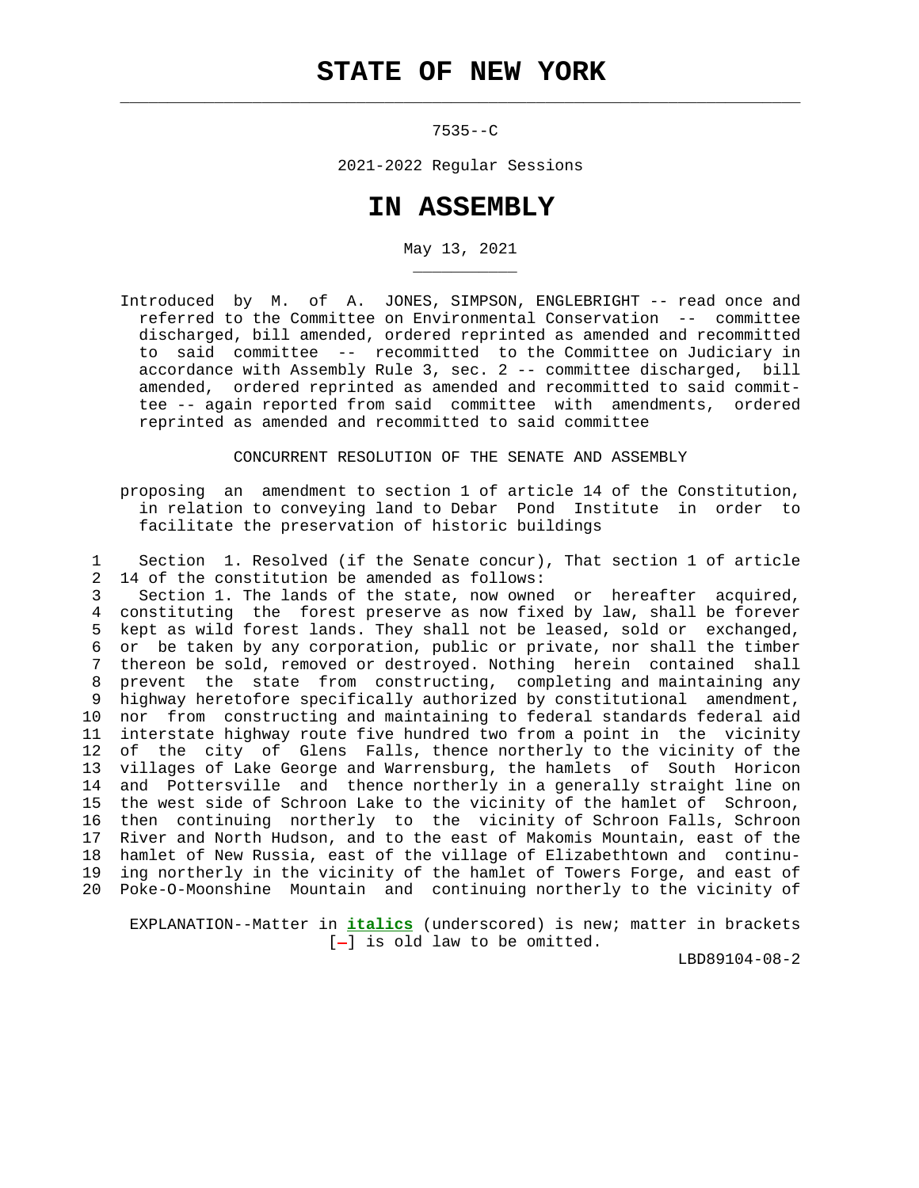# STATE OF NEW YORK

7535--C

2021-2022 Regular Sessions

# IN ASSEMBLY

May 13, 2021

Introduced by M. of A. JONES, SIMPSON, ENGLEBRIGHT -- read once and referred to the Committee on Environmental Conservation -- committee discharged, bill amended, ordered reprinted as amended and recommitted to said committee -- recommitted to the Committee on Judiciary in accordance with Assembly Rule 3, sec. 2 -- committee discharged, bill amended, ordered reprinted as amended and recommitted to said committee -- again reported from said committee with amendments, ordered reprinted as amended and recommitted to said committee

CONCURRENT RESOLUTION OF THE SENATE AND ASSEMBLY

proposing an amendment to section 1 of article 14 of the Constitution, in relation to conveying land to Debar Pond Institute in order to facilitate the preservation of historic buildings

1 Section 1. Resolved (if the Senate concur), That section 1 of article
2 14 of the constitution be amended as follows:
3 Section 1. The lands of the state, now owned or hereafter acquired,
4 constituting the forest preserve as now fixed by law, shall be forever
5 kept as wild forest lands. They shall not be leased, sold or exchanged,
6 or be taken by any corporation, public or private, nor shall the timber
7 thereon be sold, removed or destroyed. Nothing herein contained shall
8 prevent the state from constructing, completing and maintaining any
9 highway heretofore specifically authorized by constitutional amendment,
10 nor from constructing and maintaining to federal standards federal aid
11 interstate highway route five hundred two from a point in the vicinity
12 of the city of Glens Falls, thence northerly to the vicinity of the
13 villages of Lake George and Warrensburg, the hamlets of South Horicon
14 and Pottersville and thence northerly in a generally straight line on
15 the west side of Schroon Lake to the vicinity of the hamlet of Schroon,
16 then continuing northerly to the vicinity of Schroon Falls, Schroon
17 River and North Hudson, and to the east of Makomis Mountain, east of the
18 hamlet of New Russia, east of the village of Elizabethtown and continu-
19 ing northerly in the vicinity of the hamlet of Towers Forge, and east of
20 Poke-O-Moonshine Mountain and continuing northerly to the vicinity of

EXPLANATION--Matter in ***italics*** (underscored) is new; matter in brackets [-] is old law to be omitted.

LBD89104-08-2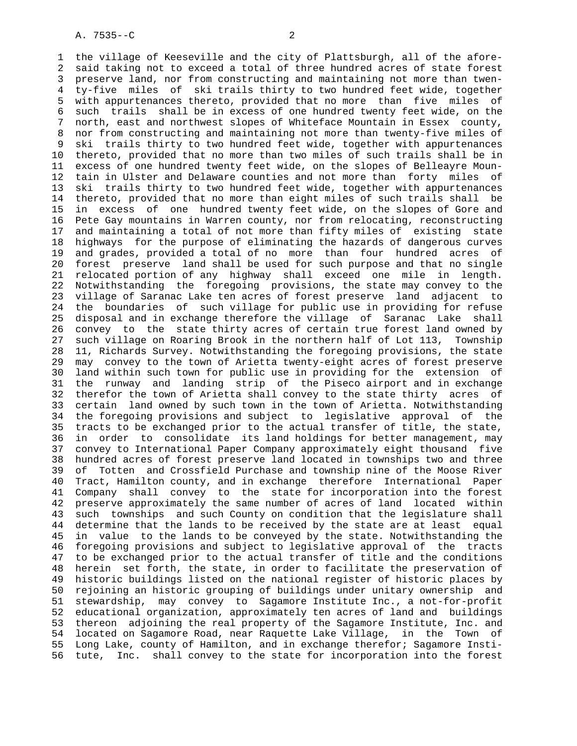the village of Keeseville and the city of Plattsburgh, all of the aforesaid taking not to exceed a total of three hundred acres of state forest preserve land, nor from constructing and maintaining not more than twenty-five miles of ski trails thirty to two hundred feet wide, together with appurtenances thereto, provided that no more than five miles of such trails shall be in excess of one hundred twenty feet wide, on the north, east and northwest slopes of Whiteface Mountain in Essex county, nor from constructing and maintaining not more than twenty-five miles of ski trails thirty to two hundred feet wide, together with appurtenances thereto, provided that no more than two miles of such trails shall be in excess of one hundred twenty feet wide, on the slopes of Belleayre Mountain in Ulster and Delaware counties and not more than forty miles of ski trails thirty to two hundred feet wide, together with appurtenances thereto, provided that no more than eight miles of such trails shall be in excess of one hundred twenty feet wide, on the slopes of Gore and Pete Gay mountains in Warren county, nor from relocating, reconstructing and maintaining a total of not more than fifty miles of existing state highways for the purpose of eliminating the hazards of dangerous curves and grades, provided a total of no more than four hundred acres of forest preserve land shall be used for such purpose and that no single relocated portion of any highway shall exceed one mile in length. Notwithstanding the foregoing provisions, the state may convey to the village of Saranac Lake ten acres of forest preserve land adjacent to the boundaries of such village for public use in providing for refuse disposal and in exchange therefore the village of Saranac Lake shall convey to the state thirty acres of certain true forest land owned by such village on Roaring Brook in the northern half of Lot 113, Township 11, Richards Survey. Notwithstanding the foregoing provisions, the state may convey to the town of Arietta twenty-eight acres of forest preserve land within such town for public use in providing for the extension of the runway and landing strip of the Piseco airport and in exchange therefor the town of Arietta shall convey to the state thirty acres of certain land owned by such town in the town of Arietta. Notwithstanding the foregoing provisions and subject to legislative approval of the tracts to be exchanged prior to the actual transfer of title, the state, in order to consolidate its land holdings for better management, may convey to International Paper Company approximately eight thousand five hundred acres of forest preserve land located in townships two and three of Totten and Crossfield Purchase and township nine of the Moose River Tract, Hamilton county, and in exchange therefore International Paper Company shall convey to the state for incorporation into the forest preserve approximately the same number of acres of land located within such townships and such County on condition that the legislature shall determine that the lands to be received by the state are at least equal in value to the lands to be conveyed by the state. Notwithstanding the foregoing provisions and subject to legislative approval of the tracts to be exchanged prior to the actual transfer of title and the conditions herein set forth, the state, in order to facilitate the preservation of historic buildings listed on the national register of historic places by rejoining an historic grouping of buildings under unitary ownership and stewardship, may convey to Sagamore Institute Inc., a not-for-profit educational organization, approximately ten acres of land and buildings thereon adjoining the real property of the Sagamore Institute, Inc. and located on Sagamore Road, near Raquette Lake Village, in the Town of Long Lake, county of Hamilton, and in exchange therefor; Sagamore Institute, Inc. shall convey to the state for incorporation into the forest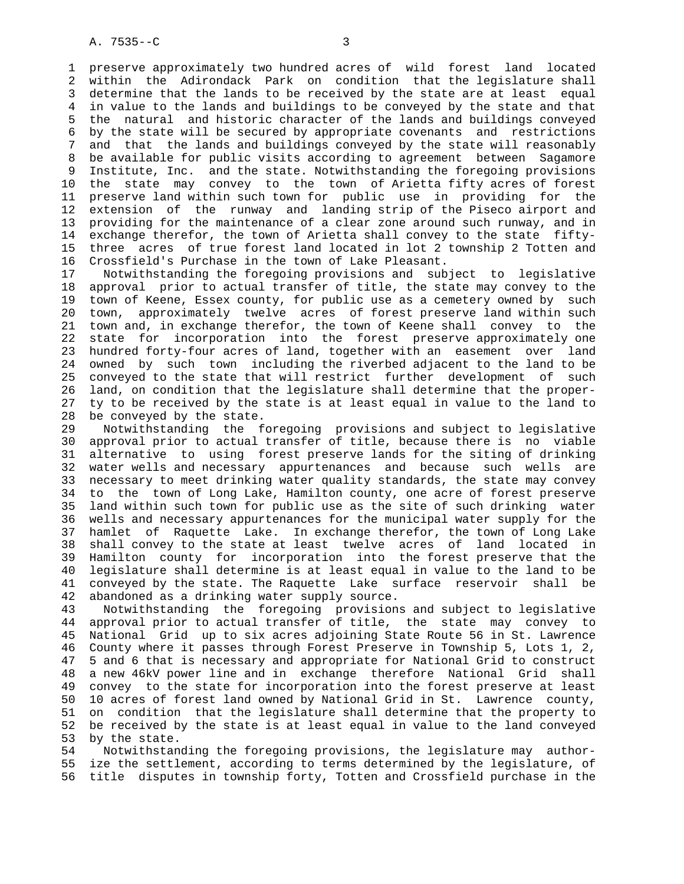preserve approximately two hundred acres of wild forest land located within the Adirondack Park on condition that the legislature shall determine that the lands to be received by the state are at least equal in value to the lands and buildings to be conveyed by the state and that the natural and historic character of the lands and buildings conveyed by the state will be secured by appropriate covenants and restrictions and that the lands and buildings conveyed by the state will reasonably be available for public visits according to agreement between Sagamore Institute, Inc. and the state. Notwithstanding the foregoing provisions the state may convey to the town of Arietta fifty acres of forest preserve land within such town for public use in providing for the extension of the runway and landing strip of the Piseco airport and providing for the maintenance of a clear zone around such runway, and in exchange therefor, the town of Arietta shall convey to the state fifty-three acres of true forest land located in lot 2 township 2 Totten and Crossfield's Purchase in the town of Lake Pleasant.

Notwithstanding the foregoing provisions and subject to legislative approval prior to actual transfer of title, the state may convey to the town of Keene, Essex county, for public use as a cemetery owned by such town, approximately twelve acres of forest preserve land within such town and, in exchange therefor, the town of Keene shall convey to the state for incorporation into the forest preserve approximately one hundred forty-four acres of land, together with an easement over land owned by such town including the riverbed adjacent to the land to be conveyed to the state that will restrict further development of such land, on condition that the legislature shall determine that the property to be received by the state is at least equal in value to the land to be conveyed by the state.

Notwithstanding the foregoing provisions and subject to legislative approval prior to actual transfer of title, because there is no viable alternative to using forest preserve lands for the siting of drinking water wells and necessary appurtenances and because such wells are necessary to meet drinking water quality standards, the state may convey to the town of Long Lake, Hamilton county, one acre of forest preserve land within such town for public use as the site of such drinking water wells and necessary appurtenances for the municipal water supply for the hamlet of Raquette Lake. In exchange therefor, the town of Long Lake shall convey to the state at least twelve acres of land located in Hamilton county for incorporation into the forest preserve that the legislature shall determine is at least equal in value to the land to be conveyed by the state. The Raquette Lake surface reservoir shall be abandoned as a drinking water supply source.

Notwithstanding the foregoing provisions and subject to legislative approval prior to actual transfer of title, the state may convey to National Grid up to six acres adjoining State Route 56 in St. Lawrence County where it passes through Forest Preserve in Township 5, Lots 1, 2, 5 and 6 that is necessary and appropriate for National Grid to construct a new 46kV power line and in exchange therefore National Grid shall convey to the state for incorporation into the forest preserve at least 10 acres of forest land owned by National Grid in St. Lawrence county, on condition that the legislature shall determine that the property to be received by the state is at least equal in value to the land conveyed by the state.

Notwithstanding the foregoing provisions, the legislature may authorize the settlement, according to terms determined by the legislature, of title disputes in township forty, Totten and Crossfield purchase in the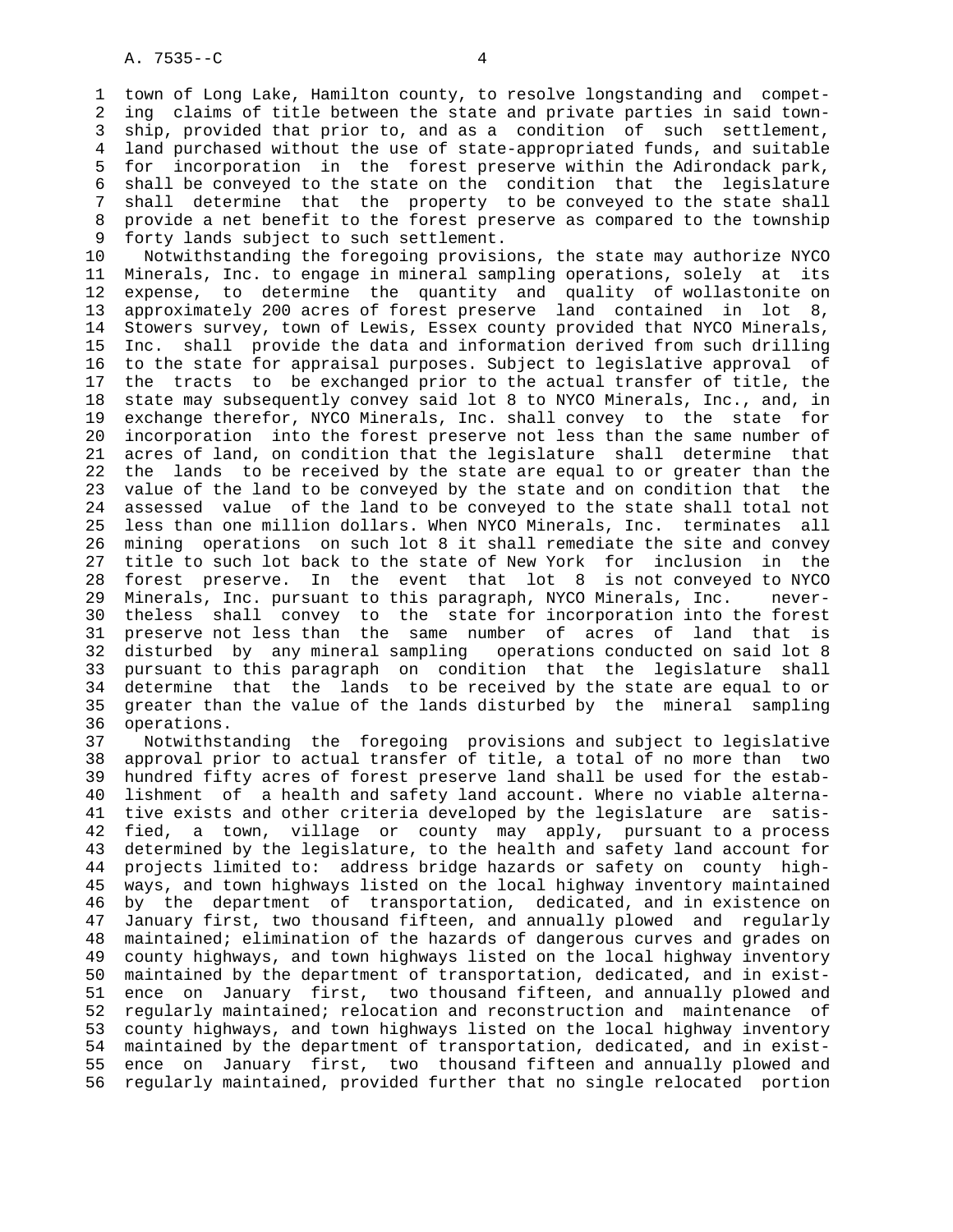town of Long Lake, Hamilton county, to resolve longstanding and competing claims of title between the state and private parties in said township, provided that prior to, and as a condition of such settlement, land purchased without the use of state-appropriated funds, and suitable for incorporation in the forest preserve within the Adirondack park, shall be conveyed to the state on the condition that the legislature shall determine that the property to be conveyed to the state shall provide a net benefit to the forest preserve as compared to the township forty lands subject to such settlement.

Notwithstanding the foregoing provisions, the state may authorize NYCO Minerals, Inc. to engage in mineral sampling operations, solely at its expense, to determine the quantity and quality of wollastonite on approximately 200 acres of forest preserve land contained in lot 8, Stowers survey, town of Lewis, Essex county provided that NYCO Minerals, Inc. shall provide the data and information derived from such drilling to the state for appraisal purposes. Subject to legislative approval of the tracts to be exchanged prior to the actual transfer of title, the state may subsequently convey said lot 8 to NYCO Minerals, Inc., and, in exchange therefor, NYCO Minerals, Inc. shall convey to the state for incorporation into the forest preserve not less than the same number of acres of land, on condition that the legislature shall determine that the lands to be received by the state are equal to or greater than the value of the land to be conveyed by the state and on condition that the assessed value of the land to be conveyed to the state shall total not less than one million dollars. When NYCO Minerals, Inc. terminates all mining operations on such lot 8 it shall remediate the site and convey title to such lot back to the state of New York for inclusion in the forest preserve. In the event that lot 8 is not conveyed to NYCO Minerals, Inc. pursuant to this paragraph, NYCO Minerals, Inc. nevertheless shall convey to the state for incorporation into the forest preserve not less than the same number of acres of land that is disturbed by any mineral sampling operations conducted on said lot 8 pursuant to this paragraph on condition that the legislature shall determine that the lands to be received by the state are equal to or greater than the value of the lands disturbed by the mineral sampling operations.

Notwithstanding the foregoing provisions and subject to legislative approval prior to actual transfer of title, a total of no more than two hundred fifty acres of forest preserve land shall be used for the establishment of a health and safety land account. Where no viable alternative exists and other criteria developed by the legislature are satisfied, a town, village or county may apply, pursuant to a process determined by the legislature, to the health and safety land account for projects limited to: address bridge hazards or safety on county highways, and town highways listed on the local highway inventory maintained by the department of transportation, dedicated, and in existence on January first, two thousand fifteen, and annually plowed and regularly maintained; elimination of the hazards of dangerous curves and grades on county highways, and town highways listed on the local highway inventory maintained by the department of transportation, dedicated, and in existence on January first, two thousand fifteen, and annually plowed and regularly maintained; relocation and reconstruction and maintenance of county highways, and town highways listed on the local highway inventory maintained by the department of transportation, dedicated, and in existence on January first, two thousand fifteen and annually plowed and regularly maintained, provided further that no single relocated portion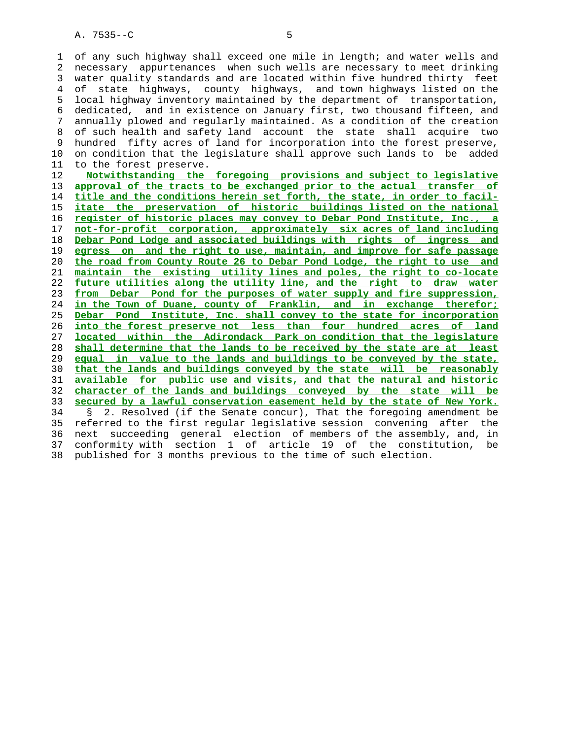of any such highway shall exceed one mile in length; and water wells and necessary appurtenances when such wells are necessary to meet drinking water quality standards and are located within five hundred thirty feet of state highways, county highways, and town highways listed on the local highway inventory maintained by the department of transportation, dedicated, and in existence on January first, two thousand fifteen, and annually plowed and regularly maintained. As a condition of the creation of such health and safety land account the state shall acquire two hundred fifty acres of land for incorporation into the forest preserve, on condition that the legislature shall approve such lands to be added to the forest preserve.

<u>Notwithstanding the foregoing provisions and subject to legislative approval of the tracts to be exchanged prior to the actual transfer of title and the conditions herein set forth, the state, in order to facilitate the preservation of historic buildings listed on the national register of historic places may convey to Debar Pond Institute, Inc., a not-for-profit corporation, approximately six acres of land including Debar Pond Lodge and associated buildings with rights of ingress and egress on and the right to use, maintain, and improve for safe passage the road from County Route 26 to Debar Pond Lodge, the right to use and maintain the existing utility lines and poles, the right to co-locate future utilities along the utility line, and the right to draw water from Debar Pond for the purposes of water supply and fire suppression, in the Town of Duane, county of Franklin, and in exchange therefor; Debar Pond Institute, Inc. shall convey to the state for incorporation into the forest preserve not less than four hundred acres of land located within the Adirondack Park on condition that the legislature shall determine that the lands to be received by the state are at least equal in value to the lands and buildings to be conveyed by the state, that the lands and buildings conveyed by the state will be reasonably available for public use and visits, and that the natural and historic character of the lands and buildings conveyed by the state will be secured by a lawful conservation easement held by the state of New York.</u>

§ 2. Resolved (if the Senate concur), That the foregoing amendment be referred to the first regular legislative session convening after the next succeeding general election of members of the assembly, and, in conformity with section 1 of article 19 of the constitution, be published for 3 months previous to the time of such election.